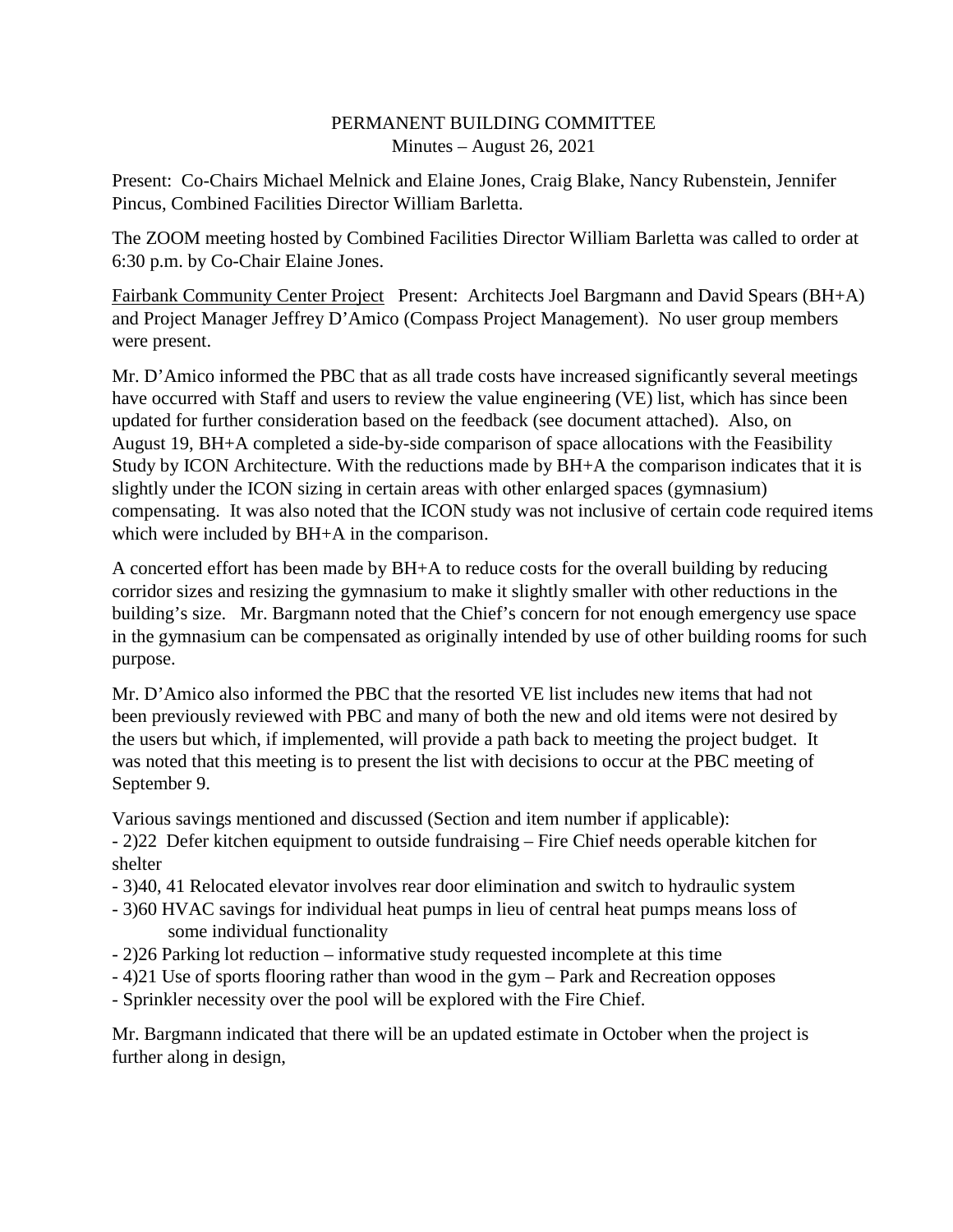PERMANENT BUILDING COMMITTEE
Minutes – August 26, 2021

Present: Co-Chairs Michael Melnick and Elaine Jones, Craig Blake, Nancy Rubenstein, Jennifer Pincus, Combined Facilities Director William Barletta.

The ZOOM meeting hosted by Combined Facilities Director William Barletta was called to order at 6:30 p.m. by Co-Chair Elaine Jones.

Fairbank Community Center Project   Present: Architects Joel Bargmann and David Spears (BH+A) and Project Manager Jeffrey D'Amico (Compass Project Management). No user group members were present.

Mr. D'Amico informed the PBC that as all trade costs have increased significantly several meetings have occurred with Staff and users to review the value engineering (VE) list, which has since been updated for further consideration based on the feedback (see document attached). Also, on August 19, BH+A completed a side-by-side comparison of space allocations with the Feasibility Study by ICON Architecture. With the reductions made by BH+A the comparison indicates that it is slightly under the ICON sizing in certain areas with other enlarged spaces (gymnasium) compensating. It was also noted that the ICON study was not inclusive of certain code required items which were included by BH+A in the comparison.

A concerted effort has been made by BH+A to reduce costs for the overall building by reducing corridor sizes and resizing the gymnasium to make it slightly smaller with other reductions in the building's size. Mr. Bargmann noted that the Chief's concern for not enough emergency use space in the gymnasium can be compensated as originally intended by use of other building rooms for such purpose.

Mr. D'Amico also informed the PBC that the resorted VE list includes new items that had not been previously reviewed with PBC and many of both the new and old items were not desired by the users but which, if implemented, will provide a path back to meeting the project budget. It was noted that this meeting is to present the list with decisions to occur at the PBC meeting of September 9.

Various savings mentioned and discussed (Section and item number if applicable):

- 2)22 Defer kitchen equipment to outside fundraising – Fire Chief needs operable kitchen for shelter
- 3)40, 41 Relocated elevator involves rear door elimination and switch to hydraulic system
- 3)60 HVAC savings for individual heat pumps in lieu of central heat pumps means loss of some individual functionality
- 2)26 Parking lot reduction – informative study requested incomplete at this time
- 4)21 Use of sports flooring rather than wood in the gym – Park and Recreation opposes
- Sprinkler necessity over the pool will be explored with the Fire Chief.

Mr. Bargmann indicated that there will be an updated estimate in October when the project is further along in design,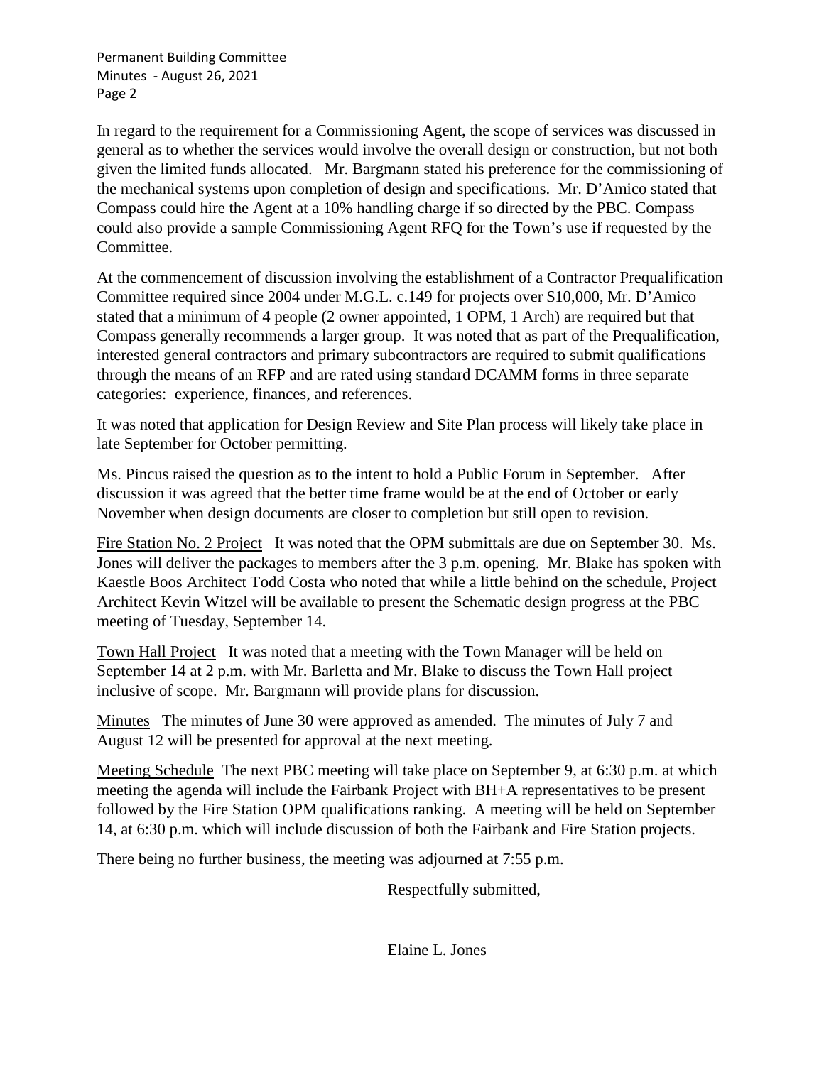In regard to the requirement for a Commissioning Agent, the scope of services was discussed in general as to whether the services would involve the overall design or construction, but not both given the limited funds allocated. Mr. Bargmann stated his preference for the commissioning of the mechanical systems upon completion of design and specifications. Mr. D'Amico stated that Compass could hire the Agent at a 10% handling charge if so directed by the PBC. Compass could also provide a sample Commissioning Agent RFQ for the Town's use if requested by the Committee.

At the commencement of discussion involving the establishment of a Contractor Prequalification Committee required since 2004 under M.G.L. c.149 for projects over $10,000, Mr. D'Amico stated that a minimum of 4 people (2 owner appointed, 1 OPM, 1 Arch) are required but that Compass generally recommends a larger group. It was noted that as part of the Prequalification, interested general contractors and primary subcontractors are required to submit qualifications through the means of an RFP and are rated using standard DCAMM forms in three separate categories: experience, finances, and references.

It was noted that application for Design Review and Site Plan process will likely take place in late September for October permitting.

Ms. Pincus raised the question as to the intent to hold a Public Forum in September. After discussion it was agreed that the better time frame would be at the end of October or early November when design documents are closer to completion but still open to revision.

Fire Station No. 2 Project It was noted that the OPM submittals are due on September 30. Ms. Jones will deliver the packages to members after the 3 p.m. opening. Mr. Blake has spoken with Kaestle Boos Architect Todd Costa who noted that while a little behind on the schedule, Project Architect Kevin Witzel will be available to present the Schematic design progress at the PBC meeting of Tuesday, September 14.

Town Hall Project It was noted that a meeting with the Town Manager will be held on September 14 at 2 p.m. with Mr. Barletta and Mr. Blake to discuss the Town Hall project inclusive of scope. Mr. Bargmann will provide plans for discussion.

Minutes The minutes of June 30 were approved as amended. The minutes of July 7 and August 12 will be presented for approval at the next meeting.

Meeting Schedule The next PBC meeting will take place on September 9, at 6:30 p.m. at which meeting the agenda will include the Fairbank Project with BH+A representatives to be present followed by the Fire Station OPM qualifications ranking. A meeting will be held on September 14, at 6:30 p.m. which will include discussion of both the Fairbank and Fire Station projects.

There being no further business, the meeting was adjourned at 7:55 p.m.

Respectfully submitted,

Elaine L. Jones